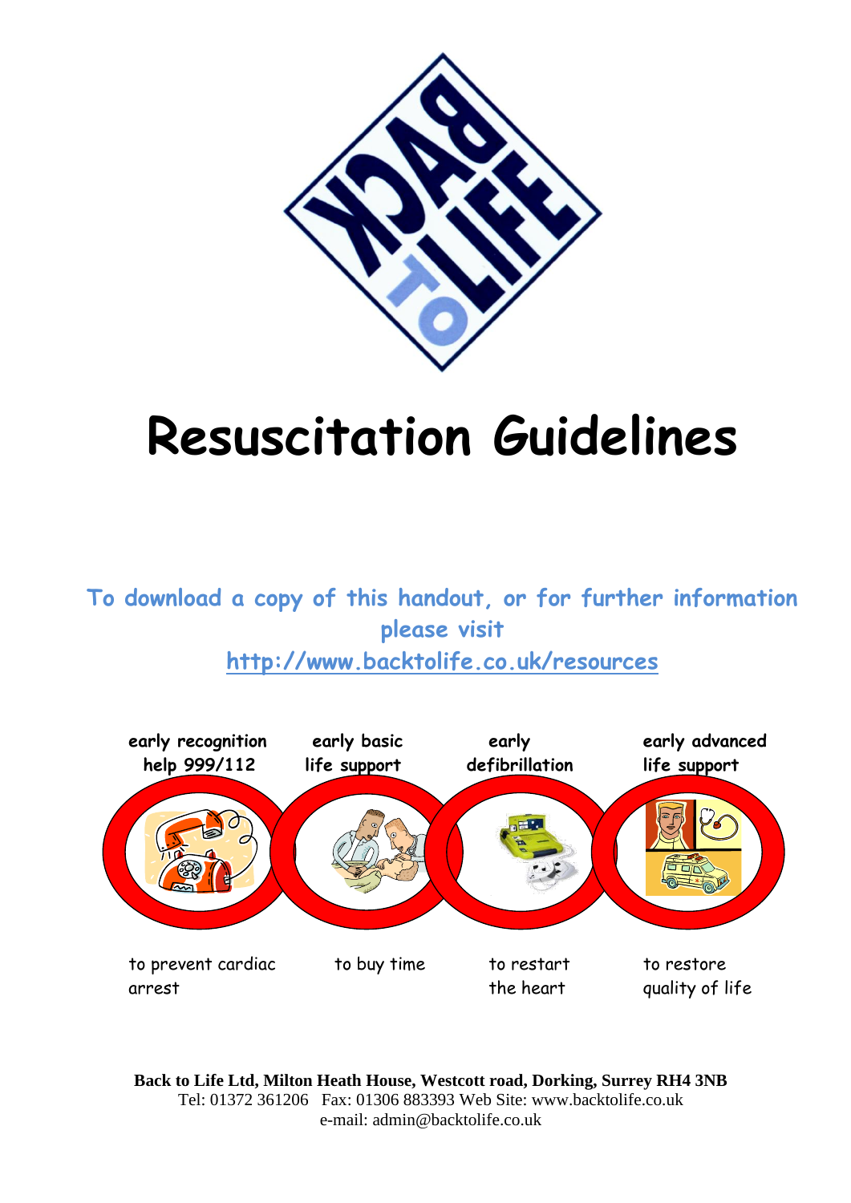BACK TO LIFE

# Resuscitation Guidelines

**To download a copy of this handout, or for further information please visit [http://www.backtolife.co.uk/resources](http://www.backtolife.co.uk/resources)**

| early recognition help 999/112 | early basic life support | early defibrillation | early advanced life support |
| --- | --- | --- | --- |
| to prevent cardiac arrest | to buy time | to restart the heart | to restore quality of life |

**Back to Life Ltd, Milton Heath House, Westcott road, Dorking, Surrey RH4 3NB**
Tel: 01372 361206 Fax: 01306 883393 Web Site: www.backtolife.co.uk
e-mail: admin@backtolife.co.uk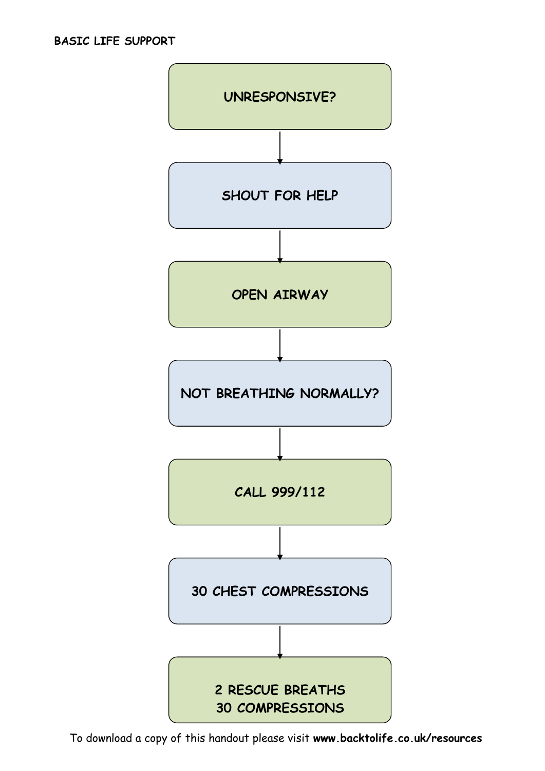**BASIC LIFE SUPPORT**

**UNRESPONSIVE?**

↓

**SHOUT FOR HELP**

↓

**OPEN AIRWAY**

↓

**NOT BREATHING NORMALLY?**

↓

**CALL 999/112**

↓

**30 CHEST COMPRESSIONS**

↓

**2 RESCUE BREATHS**
**30 COMPRESSIONS**

To download a copy of this handout please visit **www.backtolife.co.uk/resources**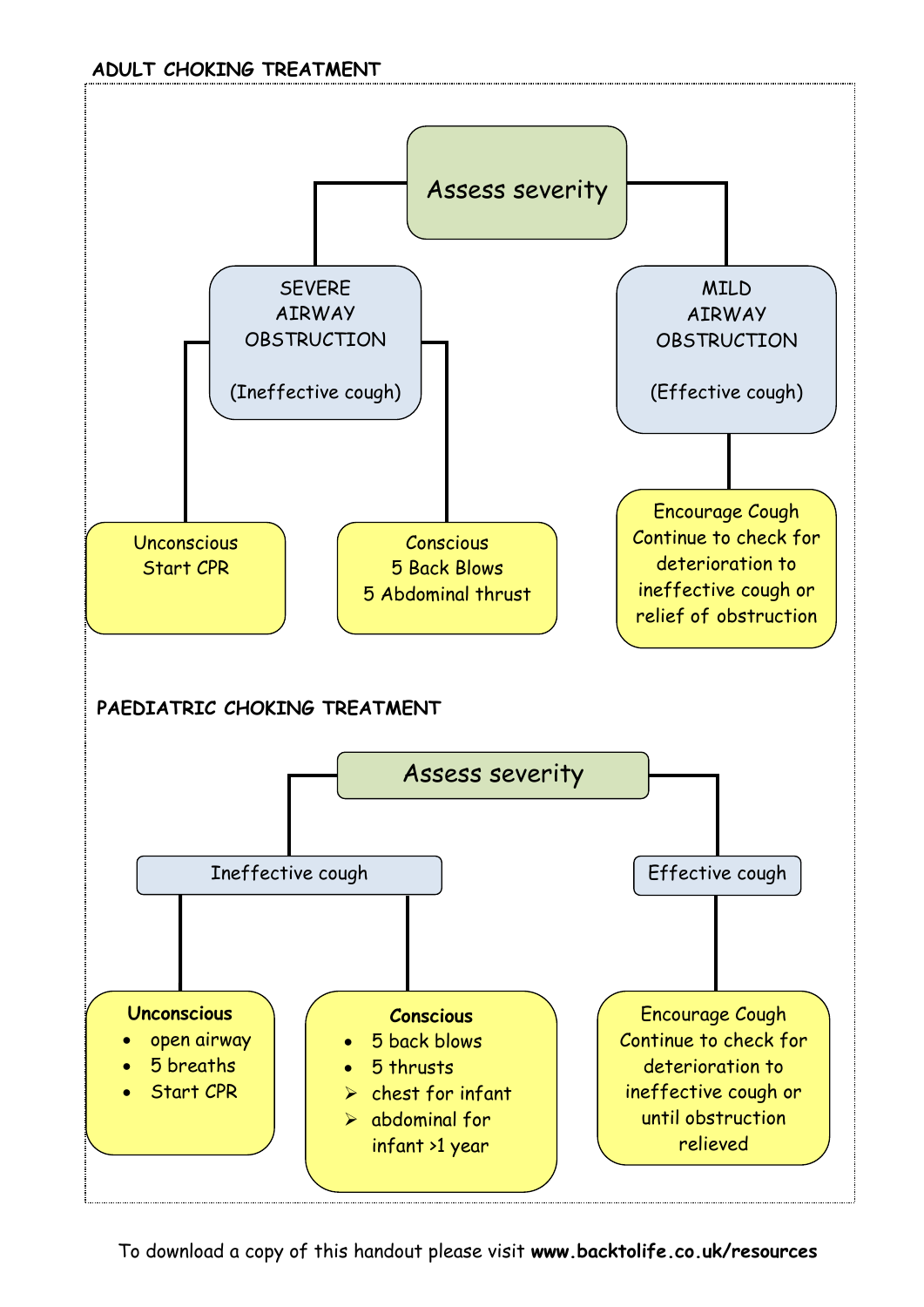## ADULT CHOKING TREATMENT

Assess severity

SEVERE AIRWAY OBSTRUCTION

(Ineffective cough)

MILD AIRWAY OBSTRUCTION

(Effective cough)

Unconscious
Start CPR

Conscious
5 Back Blows
5 Abdominal thrust

Encourage Cough
Continue to check for deterioration to ineffective cough or relief of obstruction

## PAEDIATRIC CHOKING TREATMENT

Assess severity

Ineffective cough

Effective cough

**Unconscious**

- open airway
- 5 breaths
- Start CPR

**Conscious**

- 5 back blows
- 5 thrusts
  - chest for infant
  - abdominal for infant >1 year

Encourage Cough
Continue to check for deterioration to ineffective cough or until obstruction relieved

To download a copy of this handout please visit **www.backtolife.co.uk/resources**